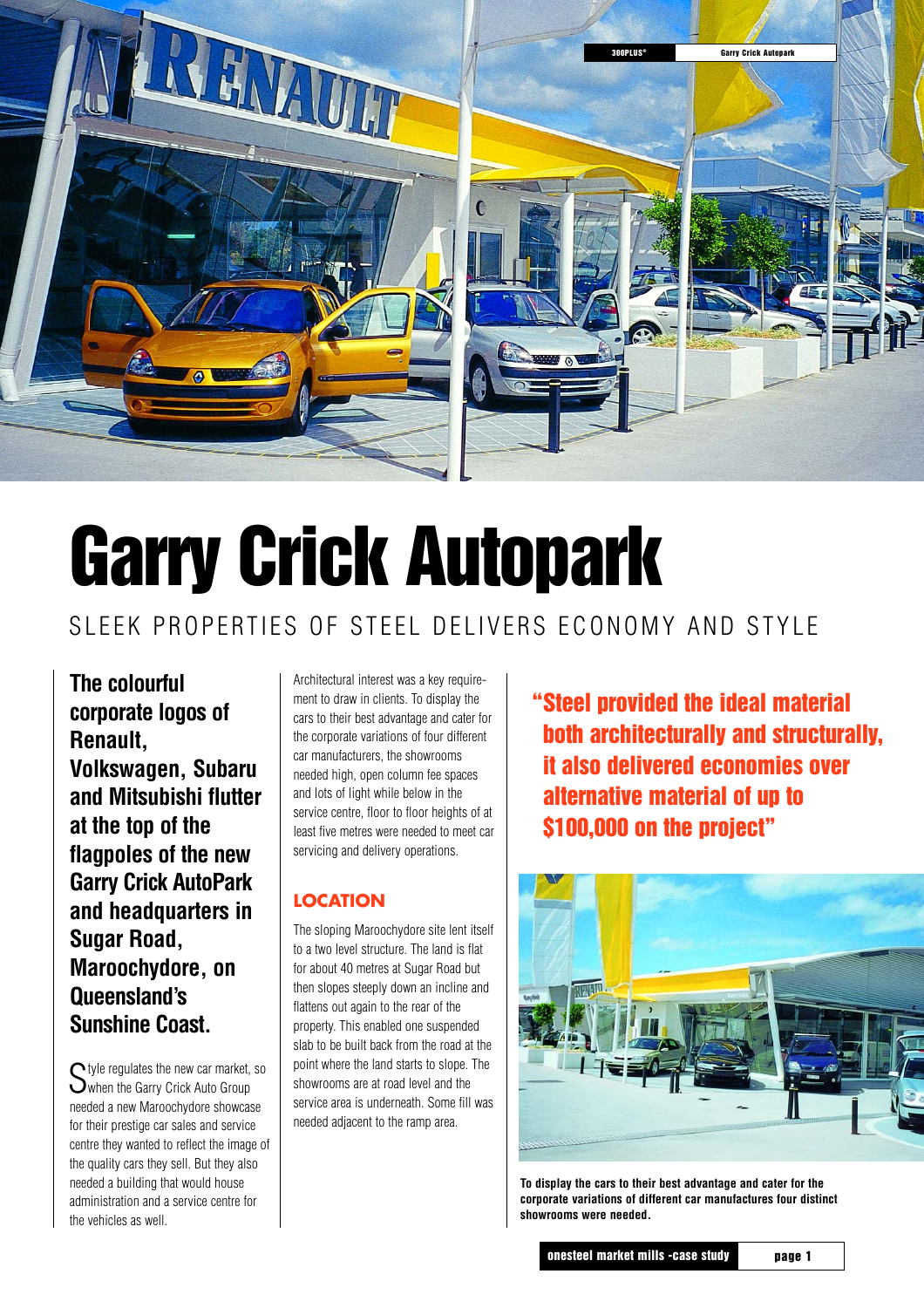# Garry Crick Autopark

## SLEEK PROPERTIES OF STEEL DELIVERS ECONOMY AND STYLE

**The colourful corporate logos of Renault, Volkswagen, Subaru and Mitsubishi flutter at the top of the flagpoles of the new Garry Crick AutoPark and headquarters in Sugar Road, Maroochydore, on Queensland's Sunshine Coast.**

Style regulates the new car market, so when the Garry Crick Auto Group needed a new Maroochydore showcase for their prestige car sales and service centre they wanted to reflect the image of the quality cars they sell. But they also needed a building that would house administration and a service centre for the vehicles as well.

Architectural interest was a key requirement to draw in clients. To display the cars to their best advantage and cater for the corporate variations of four different car manufacturers, the showrooms needed high, open column fee spaces and lots of light while below in the service centre, floor to floor heights of at least five metres were needed to meet car servicing and delivery operations.

### LOCATION

The sloping Maroochydore site lent itself to a two level structure. The land is flat for about 40 metres at Sugar Road but then slopes steeply down an incline and flattens out again to the rear of the property. This enabled one suspended slab to be built back from the road at the point where the land starts to slope. The showrooms are at road level and the service area is underneath. Some fill was needed adjacent to the ramp area.

**"Steel provided the ideal material both architecturally and structurally, it also delivered economies over alternative material of up to $100,000 on the project"**

**To display the cars to their best advantage and cater for the corporate variations of different car manufactures four distinct showrooms were needed.**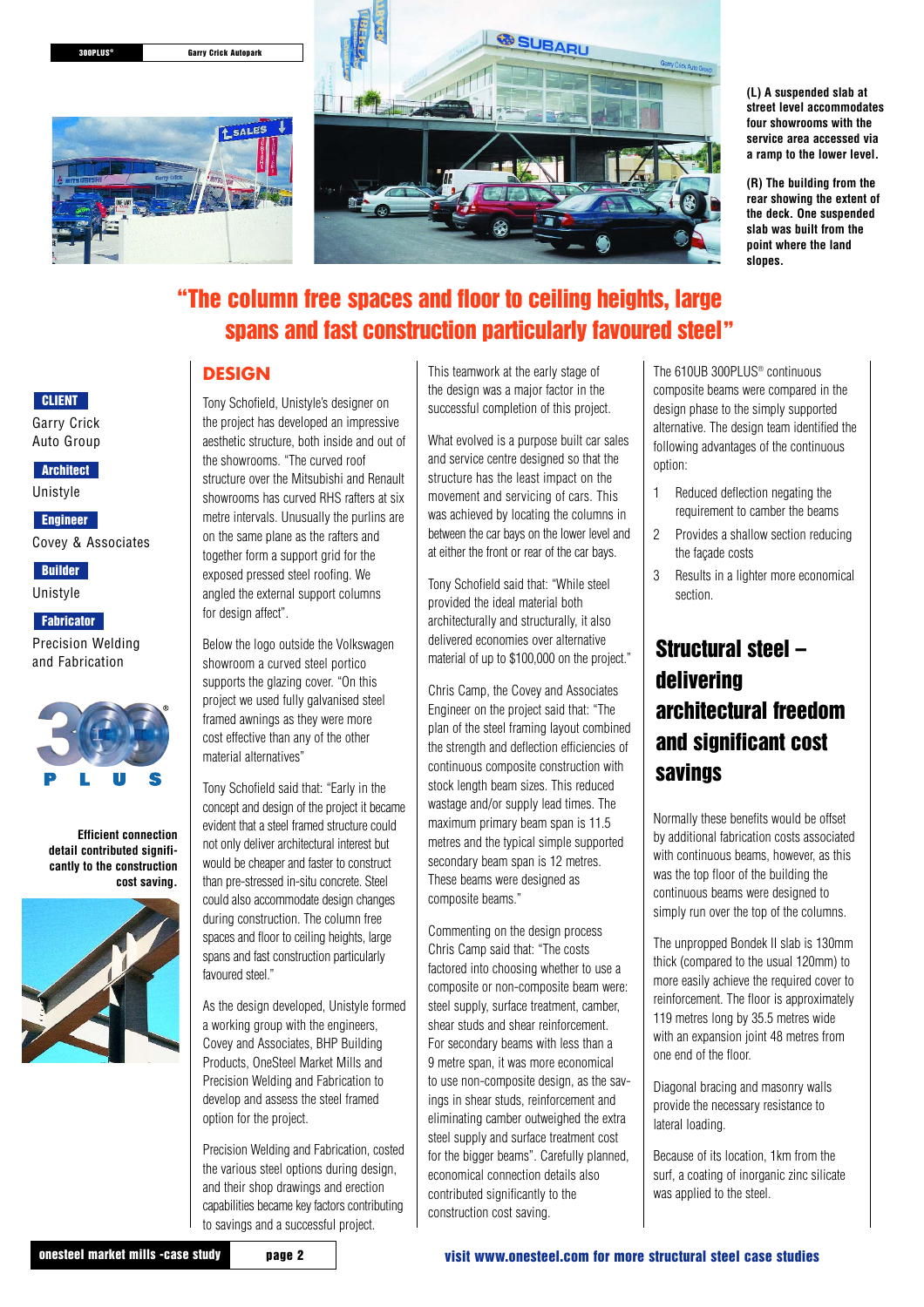(L) A suspended slab at street level accommodates four showrooms with the service area accessed via a ramp to the lower level.

(R) The building from the rear showing the extent of the deck. One suspended slab was built from the point where the land slopes.

## "The column free spaces and floor to ceiling heights, large spans and fast construction particularly favoured steel"

**CLIENT**
Garry Crick Auto Group

**Architect**
Unistyle

**Engineer**
Covey & Associates

**Builder**
Unistyle

**Fabricator**
Precision Welding and Fabrication

Efficient connection detail contributed significantly to the construction cost saving.

## DESIGN

Tony Schofield, Unistyle's designer on the project has developed an impressive aesthetic structure, both inside and out of the showrooms. "The curved roof structure over the Mitsubishi and Renault showrooms has curved RHS rafters at six metre intervals. Unusually the purlins are on the same plane as the rafters and together form a support grid for the exposed pressed steel roofing. We angled the external support columns for design affect".

Below the logo outside the Volkswagen showroom a curved steel portico supports the glazing cover. "On this project we used fully galvanised steel framed awnings as they were more cost effective than any of the other material alternatives"

Tony Schofield said that: "Early in the concept and design of the project it became evident that a steel framed structure could not only deliver architectural interest but would be cheaper and faster to construct than pre-stressed in-situ concrete. Steel could also accommodate design changes during construction. The column free spaces and floor to ceiling heights, large spans and fast construction particularly favoured steel."

As the design developed, Unistyle formed a working group with the engineers, Covey and Associates, BHP Building Products, OneSteel Market Mills and Precision Welding and Fabrication to develop and assess the steel framed option for the project.

Precision Welding and Fabrication, costed the various steel options during design, and their shop drawings and erection capabilities became key factors contributing to savings and a successful project.

This teamwork at the early stage of the design was a major factor in the successful completion of this project.

What evolved is a purpose built car sales and service centre designed so that the structure has the least impact on the movement and servicing of cars. This was achieved by locating the columns in between the car bays on the lower level and at either the front or rear of the car bays.

Tony Schofield said that: "While steel provided the ideal material both architecturally and structurally, it also delivered economies over alternative material of up to $100,000 on the project."

Chris Camp, the Covey and Associates Engineer on the project said that: "The plan of the steel framing layout combined the strength and deflection efficiencies of continuous composite construction with stock length beam sizes. This reduced wastage and/or supply lead times. The maximum primary beam span is 11.5 metres and the typical simple supported secondary beam span is 12 metres. These beams were designed as composite beams."

Commenting on the design process Chris Camp said that: "The costs factored into choosing whether to use a composite or non-composite beam were: steel supply, surface treatment, camber, shear studs and shear reinforcement. For secondary beams with less than a 9 metre span, it was more economical to use non-composite design, as the savings in shear studs, reinforcement and eliminating camber outweighed the extra steel supply and surface treatment cost for the bigger beams". Carefully planned, economical connection details also contributed significantly to the construction cost saving.

The 610UB 300PLUS® continuous composite beams were compared in the design phase to the simply supported alternative. The design team identified the following advantages of the continuous option:

1. Reduced deflection negating the requirement to camber the beams
2. Provides a shallow section reducing the façade costs
3. Results in a lighter more economical section.

## Structural steel – delivering architectural freedom and significant cost savings

Normally these benefits would be offset by additional fabrication costs associated with continuous beams, however, as this was the top floor of the building the continuous beams were designed to simply run over the top of the columns.

The unpropped Bondek II slab is 130mm thick (compared to the usual 120mm) to more easily achieve the required cover to reinforcement. The floor is approximately 119 metres long by 35.5 metres wide with an expansion joint 48 metres from one end of the floor.

Diagonal bracing and masonry walls provide the necessary resistance to lateral loading.

Because of its location, 1km from the surf, a coating of inorganic zinc silicate was applied to the steel.

visit www.onesteel.com for more structural steel case studies